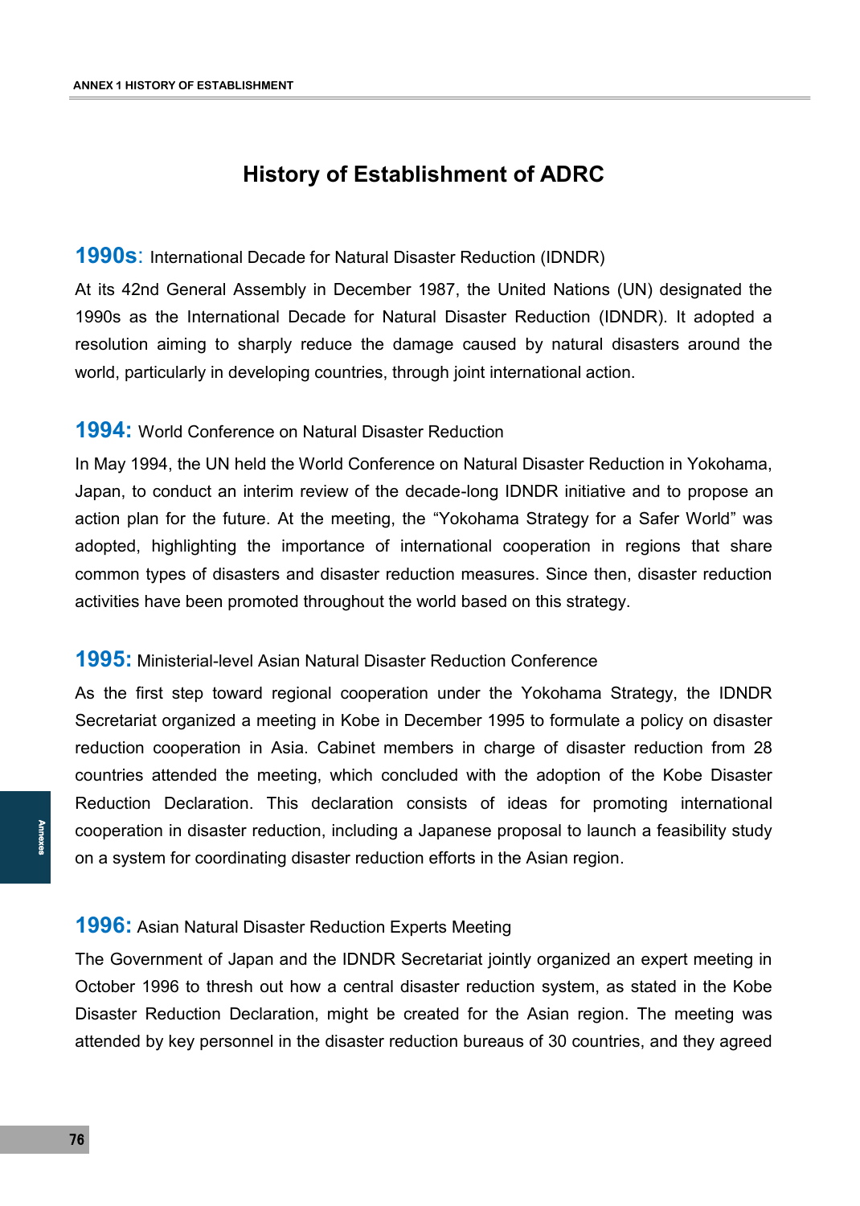# History of Establishment of ADRC

## 1990s: International Decade for Natural Disaster Reduction (IDNDR)

At its 42nd General Assembly in December 1987, the United Nations (UN) designated the 1990s as the International Decade for Natural Disaster Reduction (IDNDR). It adopted a resolution aiming to sharply reduce the damage caused by natural disasters around the world, particularly in developing countries, through joint international action.

## 1994: World Conference on Natural Disaster Reduction

In May 1994, the UN held the World Conference on Natural Disaster Reduction in Yokohama, Japan, to conduct an interim review of the decade-long IDNDR initiative and to propose an action plan for the future. At the meeting, the "Yokohama Strategy for a Safer World" was adopted, highlighting the importance of international cooperation in regions that share common types of disasters and disaster reduction measures. Since then, disaster reduction activities have been promoted throughout the world based on this strategy.

## 1995: Ministerial-level Asian Natural Disaster Reduction Conference

As the first step toward regional cooperation under the Yokohama Strategy, the IDNDR Secretariat organized a meeting in Kobe in December 1995 to formulate a policy on disaster reduction cooperation in Asia. Cabinet members in charge of disaster reduction from 28 countries attended the meeting, which concluded with the adoption of the Kobe Disaster Reduction Declaration. This declaration consists of ideas for promoting international cooperation in disaster reduction, including a Japanese proposal to launch a feasibility study on a system for coordinating disaster reduction efforts in the Asian region.

## 1996: Asian Natural Disaster Reduction Experts Meeting

The Government of Japan and the IDNDR Secretariat jointly organized an expert meeting in October 1996 to thresh out how a central disaster reduction system, as stated in the Kobe Disaster Reduction Declaration, might be created for the Asian region. The meeting was attended by key personnel in the disaster reduction bureaus of 30 countries, and they agreed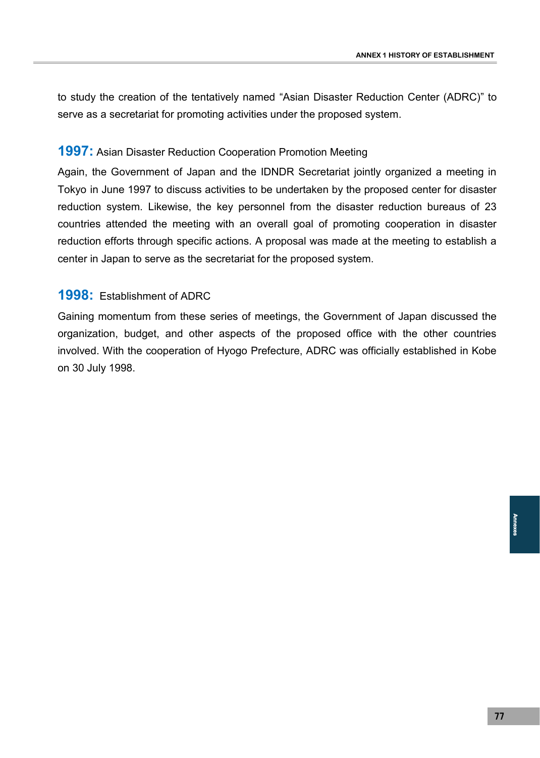to study the creation of the tentatively named “Asian Disaster Reduction Center (ADRC)” to serve as a secretariat for promoting activities under the proposed system.

### **1997:** Asian Disaster Reduction Cooperation Promotion Meeting

Again, the Government of Japan and the IDNDR Secretariat jointly organized a meeting in Tokyo in June 1997 to discuss activities to be undertaken by the proposed center for disaster reduction system. Likewise, the key personnel from the disaster reduction bureaus of 23 countries attended the meeting with an overall goal of promoting cooperation in disaster reduction efforts through specific actions. A proposal was made at the meeting to establish a center in Japan to serve as the secretariat for the proposed system.

### **1998:** Establishment of ADRC

Gaining momentum from these series of meetings, the Government of Japan discussed the organization, budget, and other aspects of the proposed office with the other countries involved. With the cooperation of Hyogo Prefecture, ADRC was officially established in Kobe on 30 July 1998.